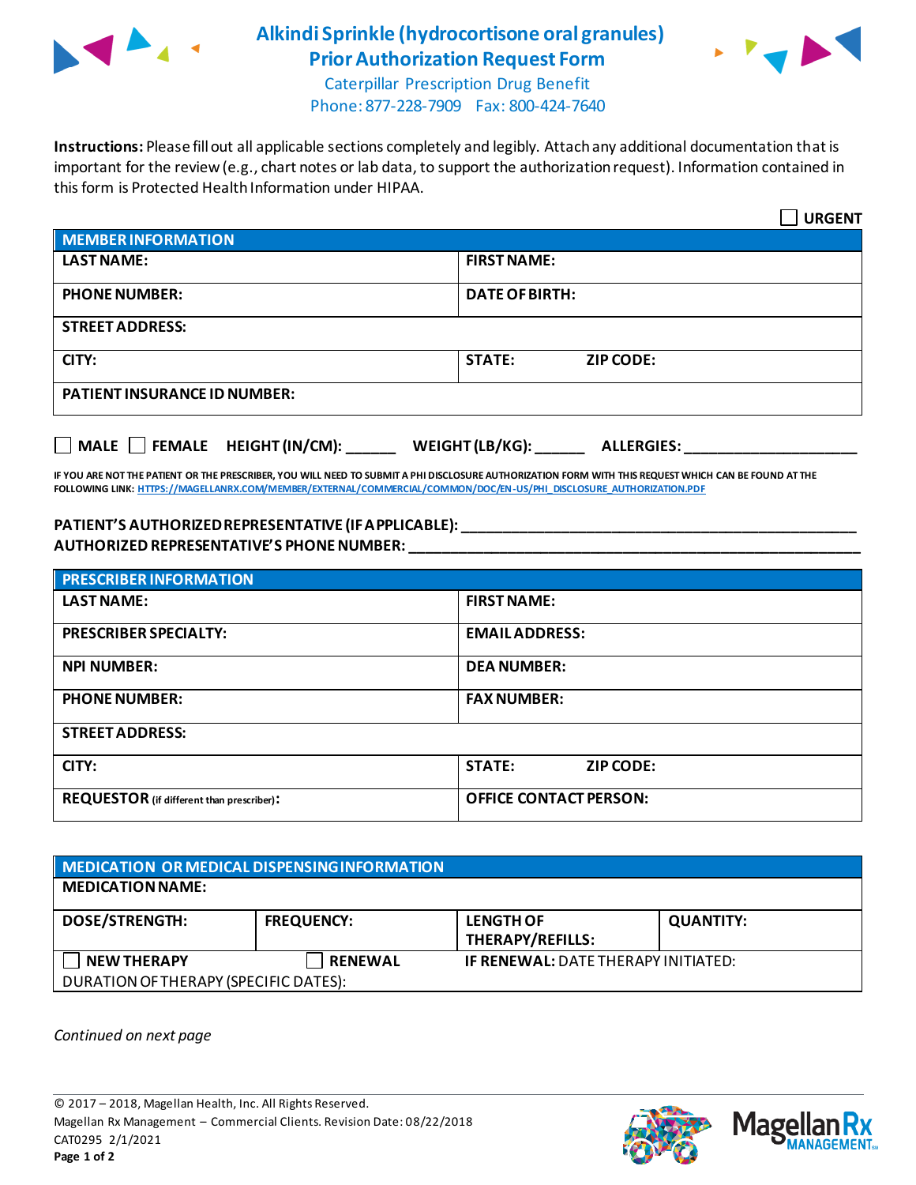# Alkindi Sprinkle (hydrocortisone oral granules) Prior Authorization Request Form

Caterpillar Prescription Drug Benefit
Phone: 877-228-7909 Fax: 800-424-7640

**Instructions:** Please fill out all applicable sections completely and legibly. Attach any additional documentation that is important for the review (e.g., chart notes or lab data, to support the authorization request). Information contained in this form is Protected Health Information under HIPAA.

☐ **URGENT**

| MEMBER INFORMATION | |
|---|---|
| **LAST NAME:** | **FIRST NAME:** |
| **PHONE NUMBER:** | **DATE OF BIRTH:** |
| **STREET ADDRESS:** | |
| **CITY:** | **STATE: ZIP CODE:** |
| **PATIENT INSURANCE ID NUMBER:** | |

☐ **MALE** ☐ **FEMALE** **HEIGHT (IN/CM):** ______ **WEIGHT (LB/KG):** ______ **ALLERGIES:** ____________________

**IF YOU ARE NOT THE PATIENT OR THE PRESCRIBER, YOU WILL NEED TO SUBMIT A PHI DISCLOSURE AUTHORIZATION FORM WITH THIS REQUEST WHICH CAN BE FOUND AT THE FOLLOWING LINK:** HTTPS://MAGELLANRX.COM/MEMBER/EXTERNAL/COMMERCIAL/COMMON/DOC/EN-US/PHI_DISCLOSURE_AUTHORIZATION.PDF

**PATIENT'S AUTHORIZED REPRESENTATIVE (IF APPLICABLE):** ____________________________________________

**AUTHORIZED REPRESENTATIVE'S PHONE NUMBER:** ____________________________________________

| PRESCRIBER INFORMATION | |
|---|---|
| **LAST NAME:** | **FIRST NAME:** |
| **PRESCRIBER SPECIALTY:** | **EMAIL ADDRESS:** |
| **NPI NUMBER:** | **DEA NUMBER:** |
| **PHONE NUMBER:** | **FAX NUMBER:** |
| **STREET ADDRESS:** | |
| **CITY:** | **STATE: ZIP CODE:** |
| **REQUESTOR** (if different than prescriber)**:** | **OFFICE CONTACT PERSON:** |

| MEDICATION OR MEDICAL DISPENSING INFORMATION | | | |
|---|---|---|---|
| **MEDICATION NAME:** | | | |
| **DOSE/STRENGTH:** | **FREQUENCY:** | **LENGTH OF THERAPY/REFILLS:** | **QUANTITY:** |
| ☐ **NEW THERAPY** | ☐ **RENEWAL** | **IF RENEWAL:** DATE THERAPY INITIATED: | |
| DURATION OF THERAPY (SPECIFIC DATES): | | | |

*Continued on next page*

© 2017 – 2018, Magellan Health, Inc. All Rights Reserved.
Magellan Rx Management – Commercial Clients. Revision Date: 08/22/2018
CAT0295 2/1/2021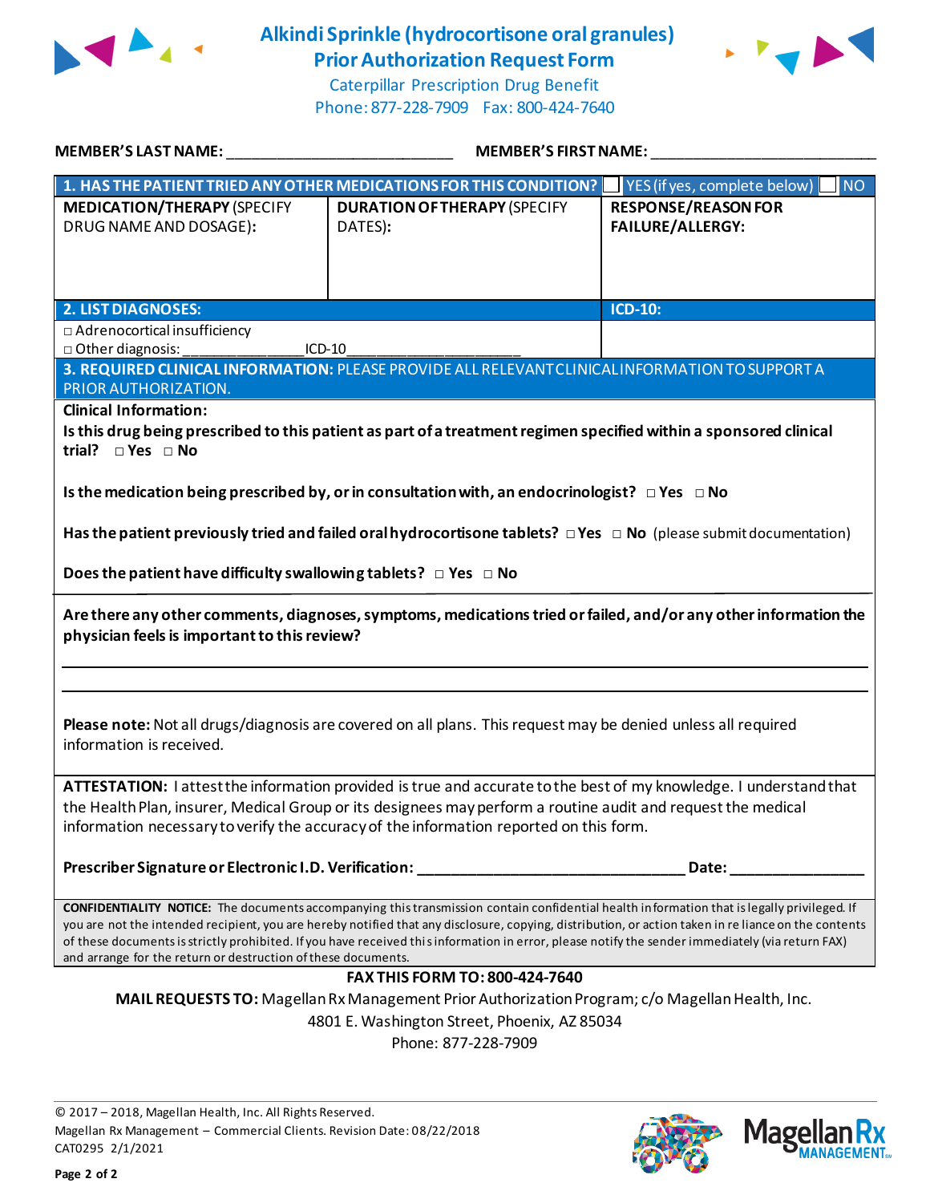# Alkindi Sprinkle (hydrocortisone oral granules) Prior Authorization Request Form

Caterpillar Prescription Drug Benefit
Phone: 877-228-7909 Fax: 800-424-7640

**MEMBER'S LAST NAME:** ___________________________ **MEMBER'S FIRST NAME:** ___________________________

| **1. HAS THE PATIENT TRIED ANY OTHER MEDICATIONS FOR THIS CONDITION?** ☐ YES (if yes, complete below) ☐ NO | | |
|---|---|---|
| **MEDICATION/THERAPY** (SPECIFY DRUG NAME AND DOSAGE): | **DURATION OF THERAPY** (SPECIFY DATES): | **RESPONSE/REASON FOR FAILURE/ALLERGY:** |
| | | |

| **2. LIST DIAGNOSES:** | **ICD-10:** |
|---|---|
| □ Adrenocortical insufficiency<br>□ Other diagnosis: _______________ICD-10_____________________ | |

**3. REQUIRED CLINICAL INFORMATION:** PLEASE PROVIDE ALL RELEVANT CLINICAL INFORMATION TO SUPPORT A PRIOR AUTHORIZATION.

**Clinical Information:**

**Is this drug being prescribed to this patient as part of a treatment regimen specified within a sponsored clinical trial?** □ **Yes** □ **No**

**Is the medication being prescribed by, or in consultation with, an endocrinologist?** □ **Yes** □ **No**

**Has the patient previously tried and failed oral hydrocortisone tablets?** □ **Yes** □ **No** (please submit documentation)

**Does the patient have difficulty swallowing tablets?** □ **Yes** □ **No**

**Are there any other comments, diagnoses, symptoms, medications tried or failed, and/or any other information the physician feels is important to this review?**

_____________________________________________________________________________

_____________________________________________________________________________

**Please note:** Not all drugs/diagnosis are covered on all plans. This request may be denied unless all required information is received.

**ATTESTATION:** I attest the information provided is true and accurate to the best of my knowledge. I understand that the Health Plan, insurer, Medical Group or its designees may perform a routine audit and request the medical information necessary to verify the accuracy of the information reported on this form.

**Prescriber Signature or Electronic I.D. Verification:** _________________________________ **Date:** ________________

**CONFIDENTIALITY NOTICE:** The documents accompanying this transmission contain confidential health information that is legally privileged. If you are not the intended recipient, you are hereby notified that any disclosure, copying, distribution, or action taken in reliance on the contents of these documents is strictly prohibited. If you have received this information in error, please notify the sender immediately (via return FAX) and arrange for the return or destruction of these documents.

**FAX THIS FORM TO: 800-424-7640**

**MAIL REQUESTS TO:** Magellan Rx Management Prior Authorization Program; c/o Magellan Health, Inc.
4801 E. Washington Street, Phoenix, AZ 85034
Phone: 877-228-7909

© 2017 – 2018, Magellan Health, Inc. All Rights Reserved.
Magellan Rx Management – Commercial Clients. Revision Date: 08/22/2018
CAT0295 2/1/2021